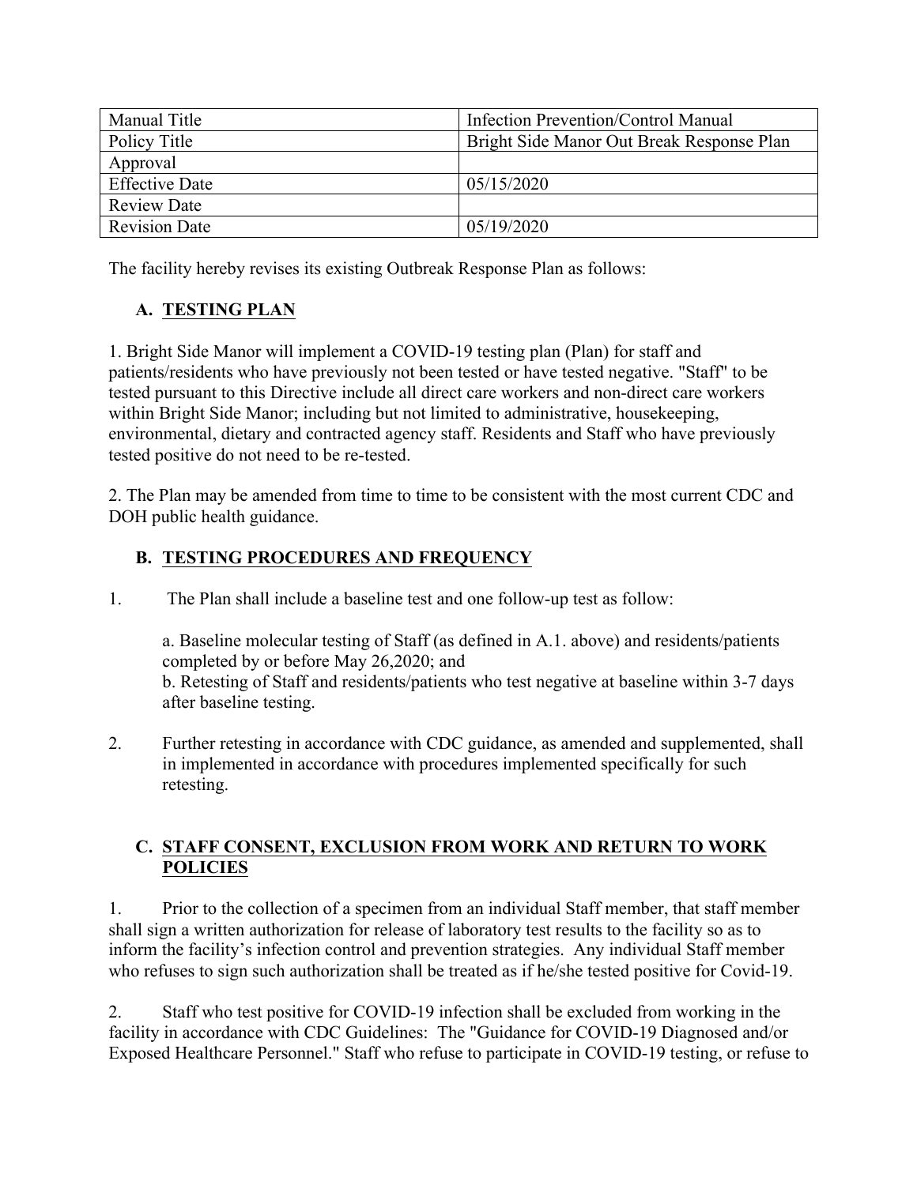| Manual Title | Infection Prevention/Control Manual |
| --- | --- |
| Policy Title | Bright Side Manor Out Break Response Plan |
| Approval | |
| Effective Date | 05/15/2020 |
| Review Date | |
| Revision Date | 05/19/2020 |

The facility hereby revises its existing Outbreak Response Plan as follows:

## A. TESTING PLAN

1. Bright Side Manor will implement a COVID-19 testing plan (Plan) for staff and patients/residents who have previously not been tested or have tested negative. "Staff" to be tested pursuant to this Directive include all direct care workers and non-direct care workers within Bright Side Manor; including but not limited to administrative, housekeeping, environmental, dietary and contracted agency staff. Residents and Staff who have previously tested positive do not need to be re-tested.

2. The Plan may be amended from time to time to be consistent with the most current CDC and DOH public health guidance.

## B. TESTING PROCEDURES AND FREQUENCY

1. The Plan shall include a baseline test and one follow-up test as follow:

   a. Baseline molecular testing of Staff (as defined in A.1. above) and residents/patients completed by or before May 26,2020; and
   b. Retesting of Staff and residents/patients who test negative at baseline within 3-7 days after baseline testing.

2. Further retesting in accordance with CDC guidance, as amended and supplemented, shall in implemented in accordance with procedures implemented specifically for such retesting.

## C. STAFF CONSENT, EXCLUSION FROM WORK AND RETURN TO WORK POLICIES

1. Prior to the collection of a specimen from an individual Staff member, that staff member shall sign a written authorization for release of laboratory test results to the facility so as to inform the facility's infection control and prevention strategies. Any individual Staff member who refuses to sign such authorization shall be treated as if he/she tested positive for Covid-19.

2. Staff who test positive for COVID-19 infection shall be excluded from working in the facility in accordance with CDC Guidelines: The "Guidance for COVID-19 Diagnosed and/or Exposed Healthcare Personnel." Staff who refuse to participate in COVID-19 testing, or refuse to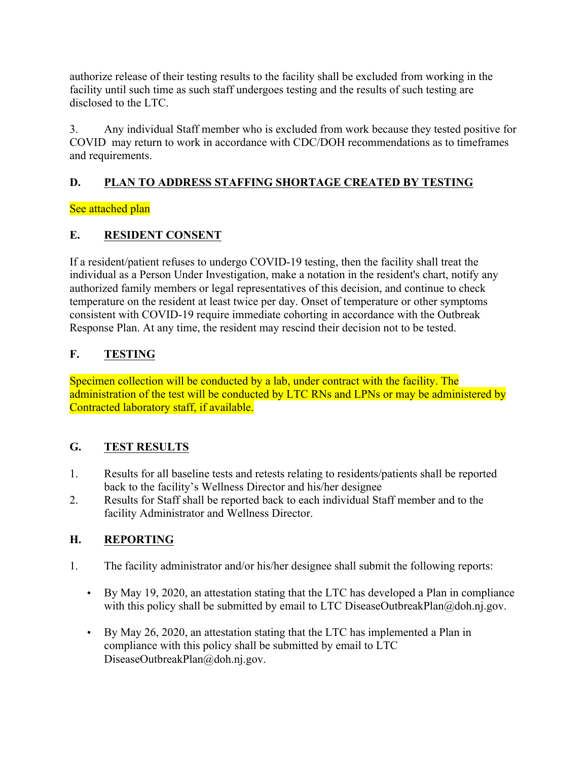authorize release of their testing results to the facility shall be excluded from working in the facility until such time as such staff undergoes testing and the results of such testing are disclosed to the LTC.

3. Any individual Staff member who is excluded from work because they tested positive for COVID may return to work in accordance with CDC/DOH recommendations as to timeframes and requirements.

## D. PLAN TO ADDRESS STAFFING SHORTAGE CREATED BY TESTING

See attached plan

## E. RESIDENT CONSENT

If a resident/patient refuses to undergo COVID-19 testing, then the facility shall treat the individual as a Person Under Investigation, make a notation in the resident's chart, notify any authorized family members or legal representatives of this decision, and continue to check temperature on the resident at least twice per day. Onset of temperature or other symptoms consistent with COVID-19 require immediate cohorting in accordance with the Outbreak Response Plan. At any time, the resident may rescind their decision not to be tested.

## F. TESTING

Specimen collection will be conducted by a lab, under contract with the facility. The administration of the test will be conducted by LTC RNs and LPNs or may be administered by Contracted laboratory staff, if available.

## G. TEST RESULTS

1. Results for all baseline tests and retests relating to residents/patients shall be reported back to the facility's Wellness Director and his/her designee
2. Results for Staff shall be reported back to each individual Staff member and to the facility Administrator and Wellness Director.

## H. REPORTING

1. The facility administrator and/or his/her designee shall submit the following reports:

   - By May 19, 2020, an attestation stating that the LTC has developed a Plan in compliance with this policy shall be submitted by email to LTC DiseaseOutbreakPlan@doh.nj.gov.

   - By May 26, 2020, an attestation stating that the LTC has implemented a Plan in compliance with this policy shall be submitted by email to LTC DiseaseOutbreakPlan@doh.nj.gov.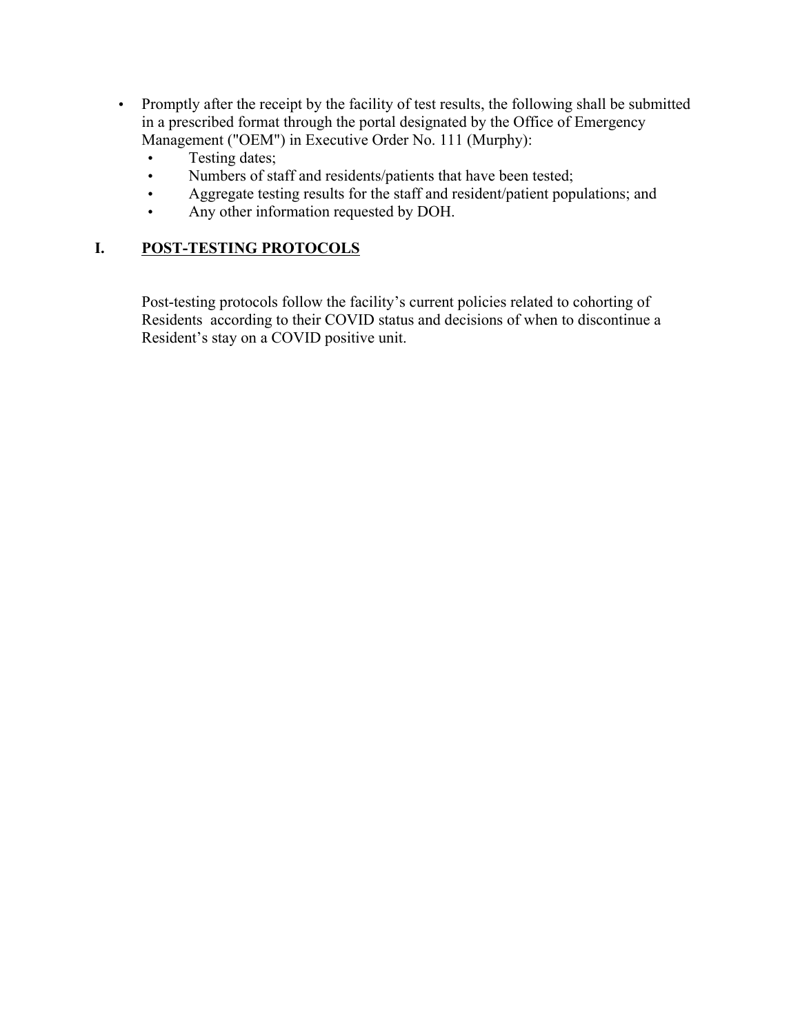- Promptly after the receipt by the facility of test results, the following shall be submitted in a prescribed format through the portal designated by the Office of Emergency Management ("OEM") in Executive Order No. 111 (Murphy):
  - Testing dates;
  - Numbers of staff and residents/patients that have been tested;
  - Aggregate testing results for the staff and resident/patient populations; and
  - Any other information requested by DOH.

## I. POST-TESTING PROTOCOLS

Post-testing protocols follow the facility's current policies related to cohorting of Residents according to their COVID status and decisions of when to discontinue a Resident's stay on a COVID positive unit.